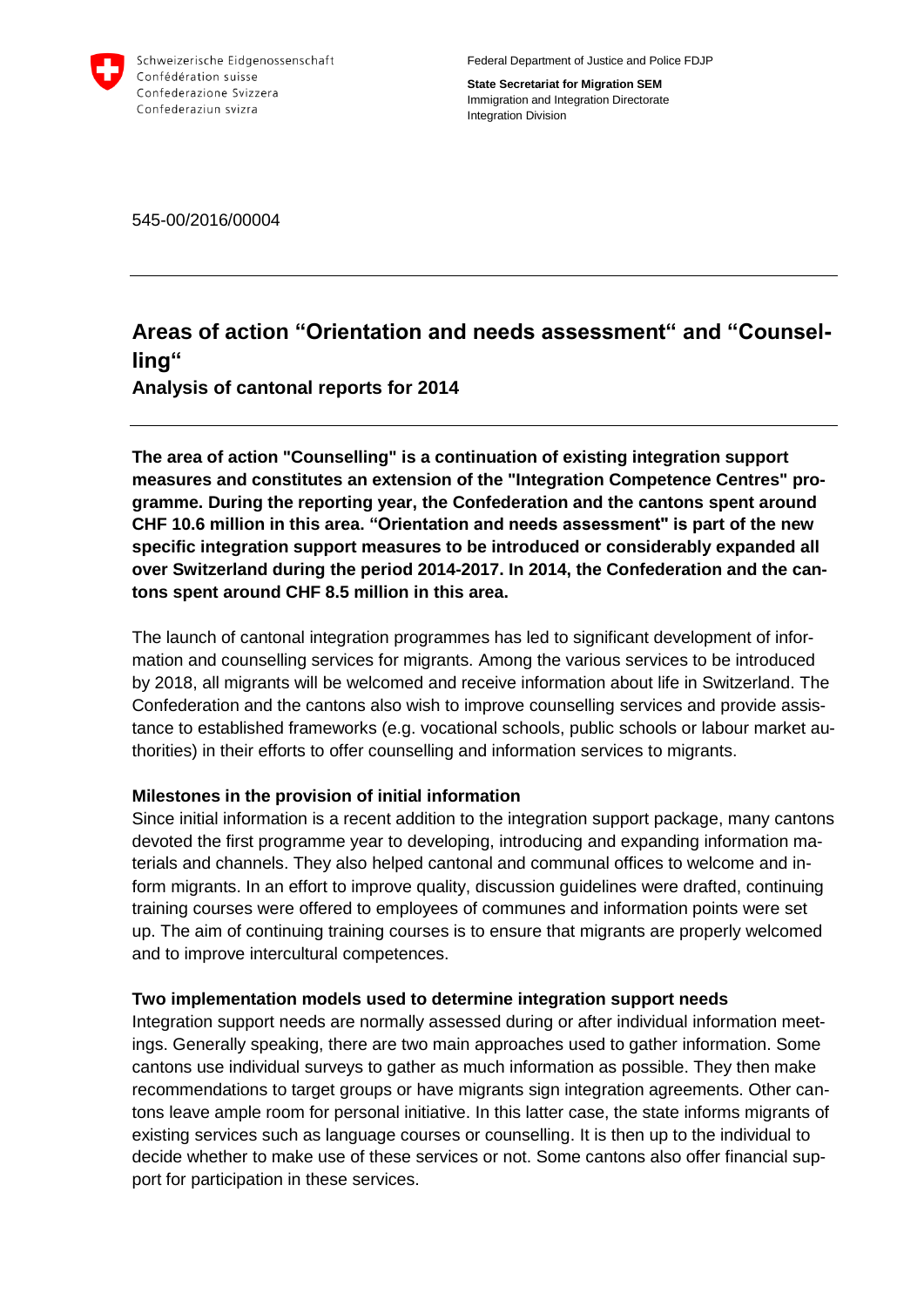Schweizerische Eidgenossenschaft
Confédération suisse
Confederazione Svizzera
Confederaziun svizra

Federal Department of Justice and Police FDJP

**State Secretariat for Migration SEM**
Immigration and Integration Directorate
Integration Division

545-00/2016/00004

# Areas of action "Orientation and needs assessment" and "Counselling"

## Analysis of cantonal reports for 2014

**The area of action "Counselling" is a continuation of existing integration support measures and constitutes an extension of the "Integration Competence Centres" programme. During the reporting year, the Confederation and the cantons spent around CHF 10.6 million in this area. "Orientation and needs assessment" is part of the new specific integration support measures to be introduced or considerably expanded all over Switzerland during the period 2014-2017. In 2014, the Confederation and the cantons spent around CHF 8.5 million in this area.**

The launch of cantonal integration programmes has led to significant development of information and counselling services for migrants. Among the various services to be introduced by 2018, all migrants will be welcomed and receive information about life in Switzerland. The Confederation and the cantons also wish to improve counselling services and provide assistance to established frameworks (e.g. vocational schools, public schools or labour market authorities) in their efforts to offer counselling and information services to migrants.

### Milestones in the provision of initial information

Since initial information is a recent addition to the integration support package, many cantons devoted the first programme year to developing, introducing and expanding information materials and channels. They also helped cantonal and communal offices to welcome and inform migrants. In an effort to improve quality, discussion guidelines were drafted, continuing training courses were offered to employees of communes and information points were set up. The aim of continuing training courses is to ensure that migrants are properly welcomed and to improve intercultural competences.

### Two implementation models used to determine integration support needs

Integration support needs are normally assessed during or after individual information meetings. Generally speaking, there are two main approaches used to gather information. Some cantons use individual surveys to gather as much information as possible. They then make recommendations to target groups or have migrants sign integration agreements. Other cantons leave ample room for personal initiative. In this latter case, the state informs migrants of existing services such as language courses or counselling. It is then up to the individual to decide whether to make use of these services or not. Some cantons also offer financial support for participation in these services.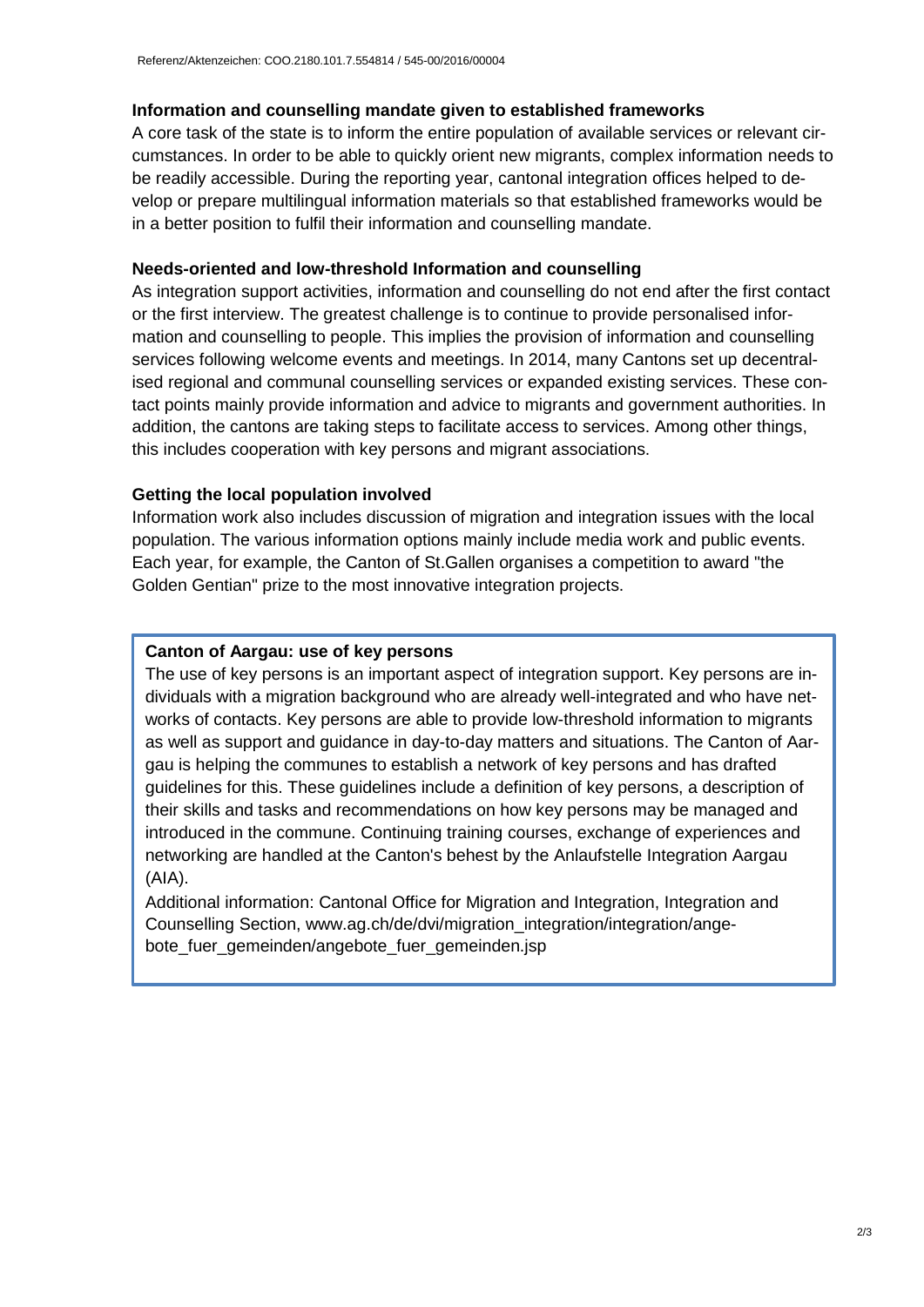**Information and counselling mandate given to established frameworks**

A core task of the state is to inform the entire population of available services or relevant circumstances. In order to be able to quickly orient new migrants, complex information needs to be readily accessible. During the reporting year, cantonal integration offices helped to develop or prepare multilingual information materials so that established frameworks would be in a better position to fulfil their information and counselling mandate.

**Needs-oriented and low-threshold Information and counselling**

As integration support activities, information and counselling do not end after the first contact or the first interview. The greatest challenge is to continue to provide personalised information and counselling to people. This implies the provision of information and counselling services following welcome events and meetings. In 2014, many Cantons set up decentralised regional and communal counselling services or expanded existing services. These contact points mainly provide information and advice to migrants and government authorities. In addition, the cantons are taking steps to facilitate access to services. Among other things, this includes cooperation with key persons and migrant associations.

**Getting the local population involved**

Information work also includes discussion of migration and integration issues with the local population. The various information options mainly include media work and public events. Each year, for example, the Canton of St.Gallen organises a competition to award "the Golden Gentian" prize to the most innovative integration projects.

**Canton of Aargau: use of key persons**

The use of key persons is an important aspect of integration support. Key persons are individuals with a migration background who are already well-integrated and who have networks of contacts. Key persons are able to provide low-threshold information to migrants as well as support and guidance in day-to-day matters and situations. The Canton of Aargau is helping the communes to establish a network of key persons and has drafted guidelines for this. These guidelines include a definition of key persons, a description of their skills and tasks and recommendations on how key persons may be managed and introduced in the commune. Continuing training courses, exchange of experiences and networking are handled at the Canton's behest by the Anlaufstelle Integration Aargau (AIA).

Additional information: Cantonal Office for Migration and Integration, Integration and Counselling Section, www.ag.ch/de/dvi/migration_integration/integration/angebote_fuer_gemeinden/angebote_fuer_gemeinden.jsp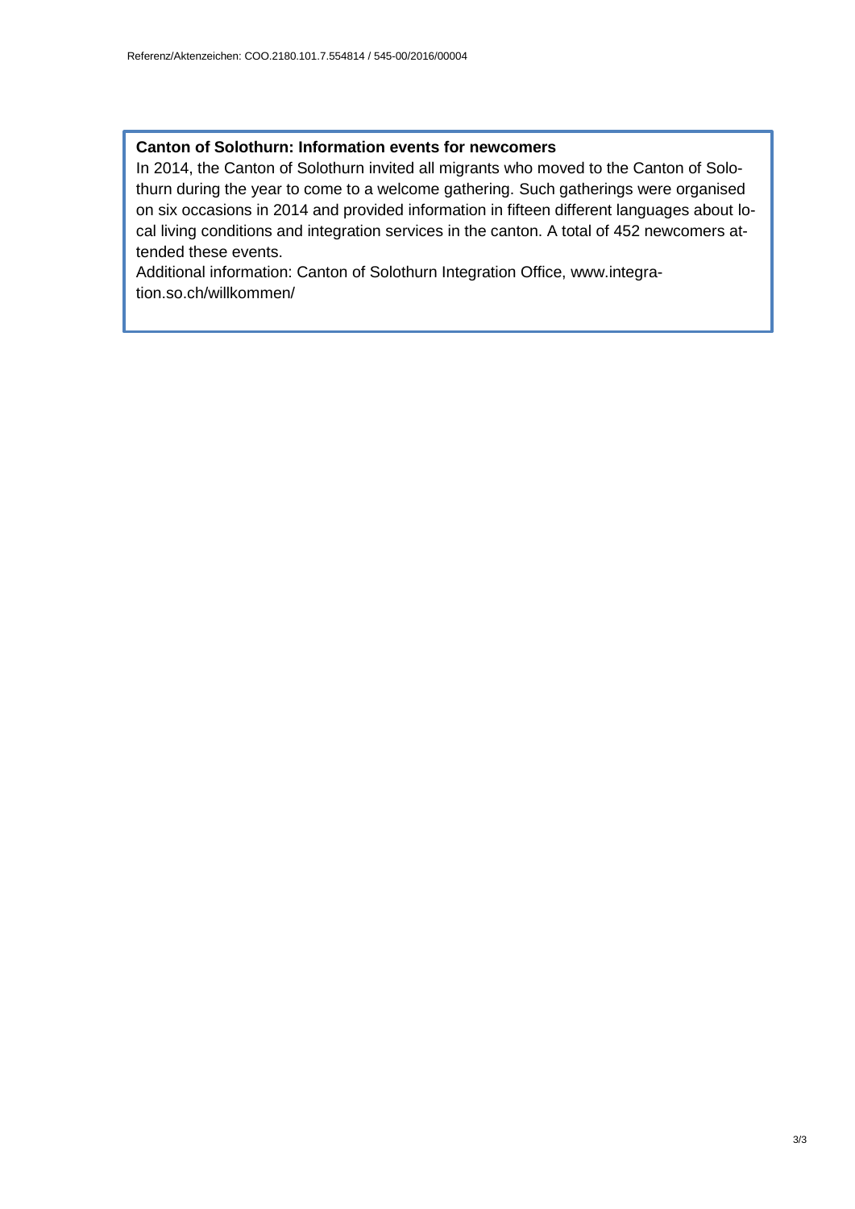**Canton of Solothurn: Information events for newcomers**

In 2014, the Canton of Solothurn invited all migrants who moved to the Canton of Solothurn during the year to come to a welcome gathering. Such gatherings were organised on six occasions in 2014 and provided information in fifteen different languages about local living conditions and integration services in the canton. A total of 452 newcomers attended these events.

Additional information: Canton of Solothurn Integration Office, www.integration.so.ch/willkommen/